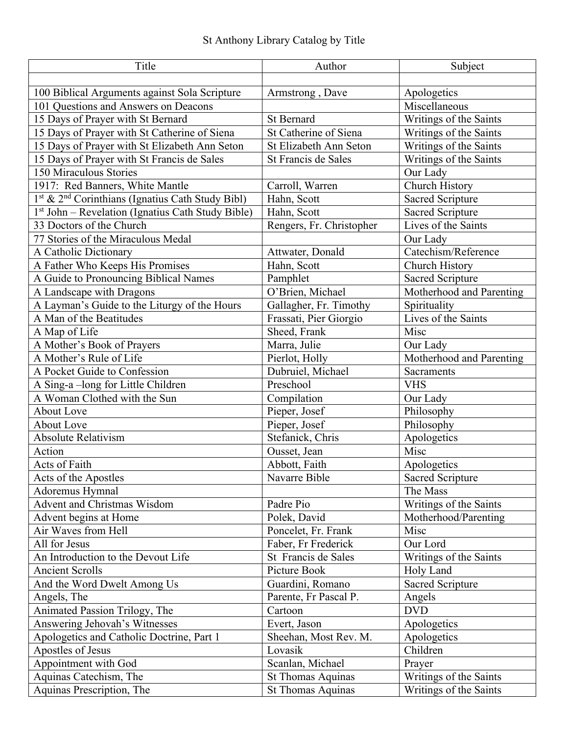St Anthony Library Catalog by Title

| Title | Author | Subject |
|---|---|---|
| | | |
| 100 Biblical Arguments against Sola Scripture | Armstrong , Dave | Apologetics |
| 101 Questions and Answers on Deacons | | Miscellaneous |
| 15 Days of Prayer with St Bernard | St Bernard | Writings of the Saints |
| 15 Days of Prayer with St Catherine of Siena | St Catherine of Siena | Writings of the Saints |
| 15 Days of Prayer with St Elizabeth Ann Seton | St Elizabeth Ann Seton | Writings of the Saints |
| 15 Days of Prayer with St Francis de Sales | St Francis de Sales | Writings of the Saints |
| 150 Miraculous Stories | | Our Lady |
| 1917: Red Banners, White Mantle | Carroll, Warren | Church History |
| 1st & 2nd Corinthians (Ignatius Cath Study Bibl) | Hahn, Scott | Sacred Scripture |
| 1st John – Revelation (Ignatius Cath Study Bible) | Hahn, Scott | Sacred Scripture |
| 33 Doctors of the Church | Rengers, Fr. Christopher | Lives of the Saints |
| 77 Stories of the Miraculous Medal | | Our Lady |
| A Catholic Dictionary | Attwater, Donald | Catechism/Reference |
| A Father Who Keeps His Promises | Hahn, Scott | Church History |
| A Guide to Pronouncing Biblical Names | Pamphlet | Sacred Scripture |
| A Landscape with Dragons | O'Brien, Michael | Motherhood and Parenting |
| A Layman's Guide to the Liturgy of the Hours | Gallagher, Fr. Timothy | Spirituality |
| A Man of the Beatitudes | Frassati, Pier Giorgio | Lives of the Saints |
| A Map of Life | Sheed, Frank | Misc |
| A Mother's Book of Prayers | Marra, Julie | Our Lady |
| A Mother's Rule of Life | Pierlot, Holly | Motherhood and Parenting |
| A Pocket Guide to Confession | Dubruiel, Michael | Sacraments |
| A Sing-a –long for Little Children | Preschool | VHS |
| A Woman Clothed with the Sun | Compilation | Our Lady |
| About Love | Pieper, Josef | Philosophy |
| About Love | Pieper, Josef | Philosophy |
| Absolute Relativism | Stefanick, Chris | Apologetics |
| Action | Ousset, Jean | Misc |
| Acts of Faith | Abbott, Faith | Apologetics |
| Acts of the Apostles | Navarre Bible | Sacred Scripture |
| Adoremus Hymnal | | The Mass |
| Advent and Christmas Wisdom | Padre Pio | Writings of the Saints |
| Advent begins at Home | Polek, David | Motherhood/Parenting |
| Air Waves from Hell | Poncelet, Fr. Frank | Misc |
| All for Jesus | Faber, Fr Frederick | Our Lord |
| An Introduction to the Devout Life | St Francis de Sales | Writings of the Saints |
| Ancient Scrolls | Picture Book | Holy Land |
| And the Word Dwelt Among Us | Guardini, Romano | Sacred Scripture |
| Angels, The | Parente, Fr Pascal P. | Angels |
| Animated Passion Trilogy, The | Cartoon | DVD |
| Answering Jehovah's Witnesses | Evert, Jason | Apologetics |
| Apologetics and Catholic Doctrine, Part 1 | Sheehan, Most Rev. M. | Apologetics |
| Apostles of Jesus | Lovasik | Children |
| Appointment with God | Scanlan, Michael | Prayer |
| Aquinas Catechism, The | St Thomas Aquinas | Writings of the Saints |
| Aquinas Prescription, The | St Thomas Aquinas | Writings of the Saints |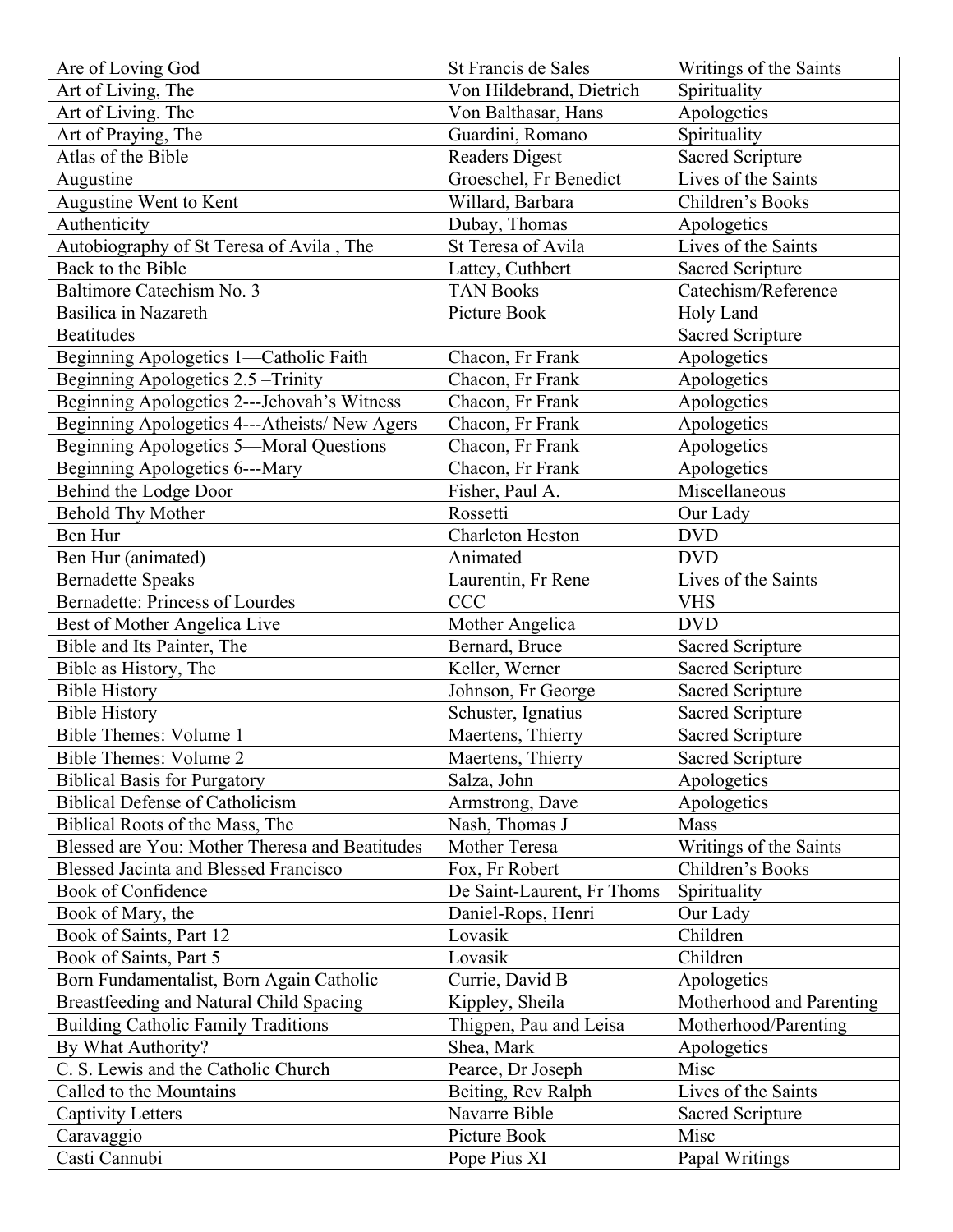| Are of Loving God | St Francis de Sales | Writings of the Saints |
|---|---|---|
| Art of Living, The | Von Hildebrand, Dietrich | Spirituality |
| Art of Living. The | Von Balthasar, Hans | Apologetics |
| Art of Praying, The | Guardini, Romano | Spirituality |
| Atlas of the Bible | Readers Digest | Sacred Scripture |
| Augustine | Groeschel, Fr Benedict | Lives of the Saints |
| Augustine Went to Kent | Willard, Barbara | Children's Books |
| Authenticity | Dubay, Thomas | Apologetics |
| Autobiography of St Teresa of Avila , The | St Teresa of Avila | Lives of the Saints |
| Back to the Bible | Lattey, Cuthbert | Sacred Scripture |
| Baltimore Catechism No. 3 | TAN Books | Catechism/Reference |
| Basilica in Nazareth | Picture Book | Holy Land |
| Beatitudes | | Sacred Scripture |
| Beginning Apologetics 1—Catholic Faith | Chacon, Fr Frank | Apologetics |
| Beginning Apologetics 2.5 –Trinity | Chacon, Fr Frank | Apologetics |
| Beginning Apologetics 2---Jehovah's Witness | Chacon, Fr Frank | Apologetics |
| Beginning Apologetics 4---Atheists/ New Agers | Chacon, Fr Frank | Apologetics |
| Beginning Apologetics 5—Moral Questions | Chacon, Fr Frank | Apologetics |
| Beginning Apologetics 6---Mary | Chacon, Fr Frank | Apologetics |
| Behind the Lodge Door | Fisher, Paul A. | Miscellaneous |
| Behold Thy Mother | Rossetti | Our Lady |
| Ben Hur | Charleton Heston | DVD |
| Ben Hur (animated) | Animated | DVD |
| Bernadette Speaks | Laurentin, Fr Rene | Lives of the Saints |
| Bernadette: Princess of Lourdes | CCC | VHS |
| Best of Mother Angelica Live | Mother Angelica | DVD |
| Bible and Its Painter, The | Bernard, Bruce | Sacred Scripture |
| Bible as History, The | Keller, Werner | Sacred Scripture |
| Bible History | Johnson, Fr George | Sacred Scripture |
| Bible History | Schuster, Ignatius | Sacred Scripture |
| Bible Themes: Volume 1 | Maertens, Thierry | Sacred Scripture |
| Bible Themes: Volume 2 | Maertens, Thierry | Sacred Scripture |
| Biblical Basis for Purgatory | Salza, John | Apologetics |
| Biblical Defense of Catholicism | Armstrong, Dave | Apologetics |
| Biblical Roots of the Mass, The | Nash, Thomas J | Mass |
| Blessed are You: Mother Theresa and Beatitudes | Mother Teresa | Writings of the Saints |
| Blessed Jacinta and Blessed Francisco | Fox, Fr Robert | Children's Books |
| Book of Confidence | De Saint-Laurent, Fr Thoms | Spirituality |
| Book of Mary, the | Daniel-Rops, Henri | Our Lady |
| Book of Saints, Part 12 | Lovasik | Children |
| Book of Saints, Part 5 | Lovasik | Children |
| Born Fundamentalist, Born Again Catholic | Currie, David B | Apologetics |
| Breastfeeding and Natural Child Spacing | Kippley, Sheila | Motherhood and Parenting |
| Building Catholic Family Traditions | Thigpen, Pau and Leisa | Motherhood/Parenting |
| By What Authority? | Shea, Mark | Apologetics |
| C. S. Lewis and the Catholic Church | Pearce, Dr Joseph | Misc |
| Called to the Mountains | Beiting, Rev Ralph | Lives of the Saints |
| Captivity Letters | Navarre Bible | Sacred Scripture |
| Caravaggio | Picture Book | Misc |
| Casti Cannubi | Pope Pius XI | Papal Writings |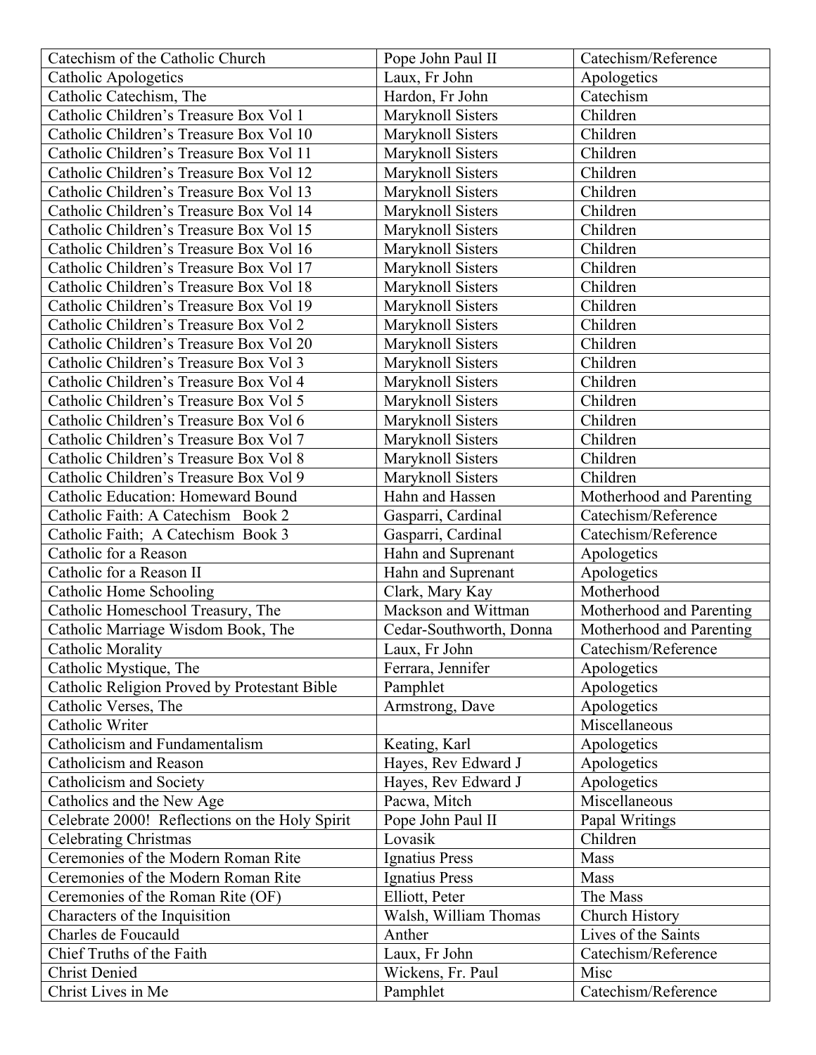| Catechism of the Catholic Church | Pope John Paul II | Catechism/Reference |
|---|---|---|
| Catholic Apologetics | Laux, Fr John | Apologetics |
| Catholic Catechism, The | Hardon, Fr John | Catechism |
| Catholic Children’s Treasure Box Vol 1 | Maryknoll Sisters | Children |
| Catholic Children’s Treasure Box Vol 10 | Maryknoll Sisters | Children |
| Catholic Children’s Treasure Box Vol 11 | Maryknoll Sisters | Children |
| Catholic Children’s Treasure Box Vol 12 | Maryknoll Sisters | Children |
| Catholic Children’s Treasure Box Vol 13 | Maryknoll Sisters | Children |
| Catholic Children’s Treasure Box Vol 14 | Maryknoll Sisters | Children |
| Catholic Children’s Treasure Box Vol 15 | Maryknoll Sisters | Children |
| Catholic Children’s Treasure Box Vol 16 | Maryknoll Sisters | Children |
| Catholic Children’s Treasure Box Vol 17 | Maryknoll Sisters | Children |
| Catholic Children’s Treasure Box Vol 18 | Maryknoll Sisters | Children |
| Catholic Children’s Treasure Box Vol 19 | Maryknoll Sisters | Children |
| Catholic Children’s Treasure Box Vol 2 | Maryknoll Sisters | Children |
| Catholic Children’s Treasure Box Vol 20 | Maryknoll Sisters | Children |
| Catholic Children’s Treasure Box Vol 3 | Maryknoll Sisters | Children |
| Catholic Children’s Treasure Box Vol 4 | Maryknoll Sisters | Children |
| Catholic Children’s Treasure Box Vol 5 | Maryknoll Sisters | Children |
| Catholic Children’s Treasure Box Vol 6 | Maryknoll Sisters | Children |
| Catholic Children’s Treasure Box Vol 7 | Maryknoll Sisters | Children |
| Catholic Children’s Treasure Box Vol 8 | Maryknoll Sisters | Children |
| Catholic Children’s Treasure Box Vol 9 | Maryknoll Sisters | Children |
| Catholic Education: Homeward Bound | Hahn and Hassen | Motherhood and Parenting |
| Catholic Faith: A Catechism Book 2 | Gasparri, Cardinal | Catechism/Reference |
| Catholic Faith; A Catechism Book 3 | Gasparri, Cardinal | Catechism/Reference |
| Catholic for a Reason | Hahn and Suprenant | Apologetics |
| Catholic for a Reason II | Hahn and Suprenant | Apologetics |
| Catholic Home Schooling | Clark, Mary Kay | Motherhood |
| Catholic Homeschool Treasury, The | Mackson and Wittman | Motherhood and Parenting |
| Catholic Marriage Wisdom Book, The | Cedar-Southworth, Donna | Motherhood and Parenting |
| Catholic Morality | Laux, Fr John | Catechism/Reference |
| Catholic Mystique, The | Ferrara, Jennifer | Apologetics |
| Catholic Religion Proved by Protestant Bible | Pamphlet | Apologetics |
| Catholic Verses, The | Armstrong, Dave | Apologetics |
| Catholic Writer | | Miscellaneous |
| Catholicism and Fundamentalism | Keating, Karl | Apologetics |
| Catholicism and Reason | Hayes, Rev Edward J | Apologetics |
| Catholicism and Society | Hayes, Rev Edward J | Apologetics |
| Catholics and the New Age | Pacwa, Mitch | Miscellaneous |
| Celebrate 2000! Reflections on the Holy Spirit | Pope John Paul II | Papal Writings |
| Celebrating Christmas | Lovasik | Children |
| Ceremonies of the Modern Roman Rite | Ignatius Press | Mass |
| Ceremonies of the Modern Roman Rite | Ignatius Press | Mass |
| Ceremonies of the Roman Rite (OF) | Elliott, Peter | The Mass |
| Characters of the Inquisition | Walsh, William Thomas | Church History |
| Charles de Foucauld | Anther | Lives of the Saints |
| Chief Truths of the Faith | Laux, Fr John | Catechism/Reference |
| Christ Denied | Wickens, Fr. Paul | Misc |
| Christ Lives in Me | Pamphlet | Catechism/Reference |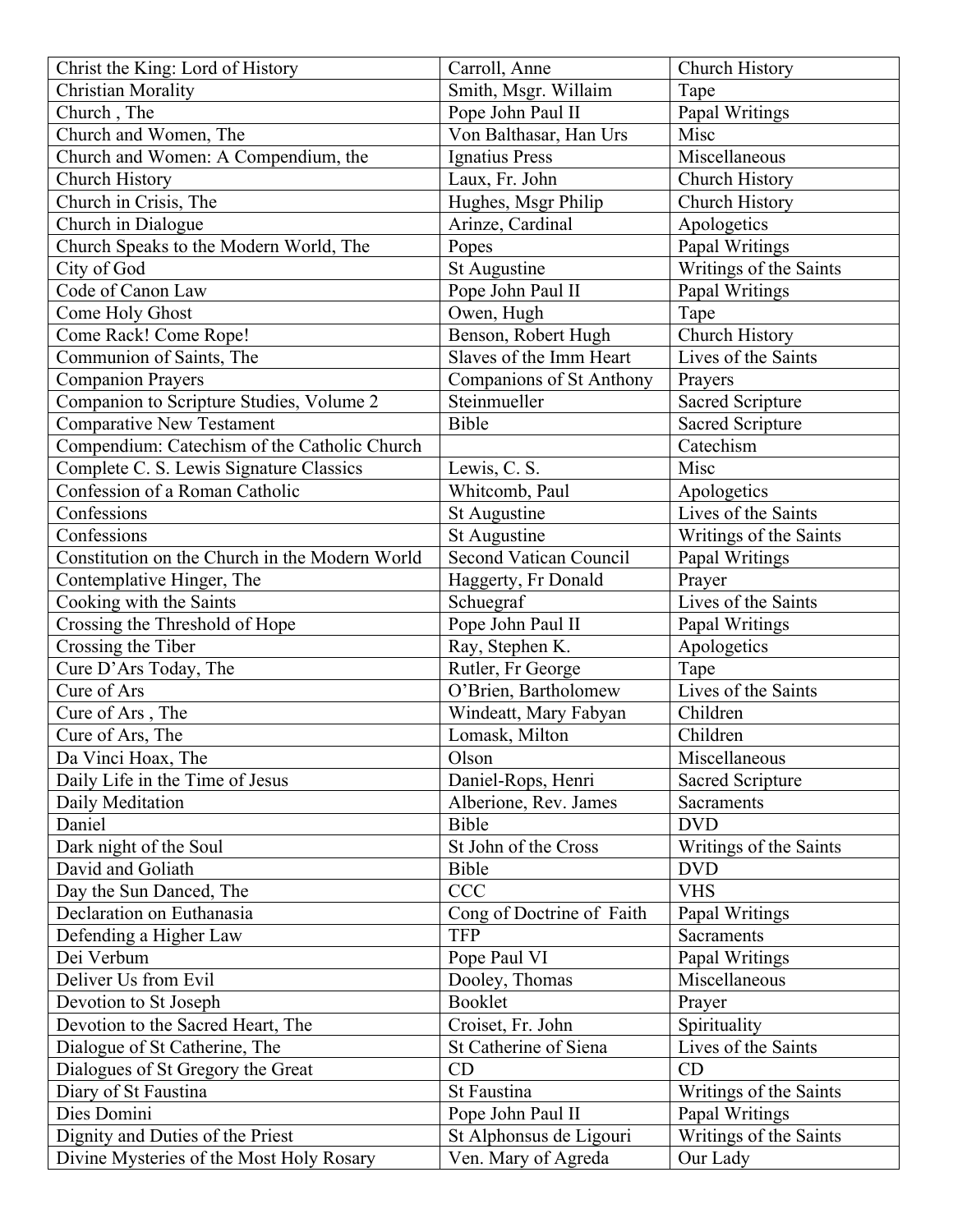| Christ the King: Lord of History | Carroll, Anne | Church History |
|---|---|---|
| Christian Morality | Smith, Msgr. Willaim | Tape |
| Church , The | Pope John Paul II | Papal Writings |
| Church and Women, The | Von Balthasar, Han Urs | Misc |
| Church and Women: A Compendium, the | Ignatius Press | Miscellaneous |
| Church History | Laux, Fr. John | Church History |
| Church in Crisis, The | Hughes, Msgr Philip | Church History |
| Church in Dialogue | Arinze, Cardinal | Apologetics |
| Church Speaks to the Modern World, The | Popes | Papal Writings |
| City of God | St Augustine | Writings of the Saints |
| Code of Canon Law | Pope John Paul II | Papal Writings |
| Come Holy Ghost | Owen, Hugh | Tape |
| Come Rack! Come Rope! | Benson, Robert Hugh | Church History |
| Communion of Saints, The | Slaves of the Imm Heart | Lives of the Saints |
| Companion Prayers | Companions of St Anthony | Prayers |
| Companion to Scripture Studies, Volume 2 | Steinmueller | Sacred Scripture |
| Comparative New Testament | Bible | Sacred Scripture |
| Compendium: Catechism of the Catholic Church | | Catechism |
| Complete C. S. Lewis Signature Classics | Lewis, C. S. | Misc |
| Confession of a Roman Catholic | Whitcomb, Paul | Apologetics |
| Confessions | St Augustine | Lives of the Saints |
| Confessions | St Augustine | Writings of the Saints |
| Constitution on the Church in the Modern World | Second Vatican Council | Papal Writings |
| Contemplative Hinger, The | Haggerty, Fr Donald | Prayer |
| Cooking with the Saints | Schuegraf | Lives of the Saints |
| Crossing the Threshold of Hope | Pope John Paul II | Papal Writings |
| Crossing the Tiber | Ray, Stephen K. | Apologetics |
| Cure D'Ars Today, The | Rutler, Fr George | Tape |
| Cure of Ars | O'Brien, Bartholomew | Lives of the Saints |
| Cure of Ars , The | Windeatt, Mary Fabyan | Children |
| Cure of Ars, The | Lomask, Milton | Children |
| Da Vinci Hoax, The | Olson | Miscellaneous |
| Daily Life in the Time of Jesus | Daniel-Rops, Henri | Sacred Scripture |
| Daily Meditation | Alberione, Rev. James | Sacraments |
| Daniel | Bible | DVD |
| Dark night of the Soul | St John of the Cross | Writings of the Saints |
| David and Goliath | Bible | DVD |
| Day the Sun Danced, The | CCC | VHS |
| Declaration on Euthanasia | Cong of Doctrine of Faith | Papal Writings |
| Defending a Higher Law | TFP | Sacraments |
| Dei Verbum | Pope Paul VI | Papal Writings |
| Deliver Us from Evil | Dooley, Thomas | Miscellaneous |
| Devotion to St Joseph | Booklet | Prayer |
| Devotion to the Sacred Heart, The | Croiset, Fr. John | Spirituality |
| Dialogue of St Catherine, The | St Catherine of Siena | Lives of the Saints |
| Dialogues of St Gregory the Great | CD | CD |
| Diary of St Faustina | St Faustina | Writings of the Saints |
| Dies Domini | Pope John Paul II | Papal Writings |
| Dignity and Duties of the Priest | St Alphonsus de Ligouri | Writings of the Saints |
| Divine Mysteries of the Most Holy Rosary | Ven. Mary of Agreda | Our Lady |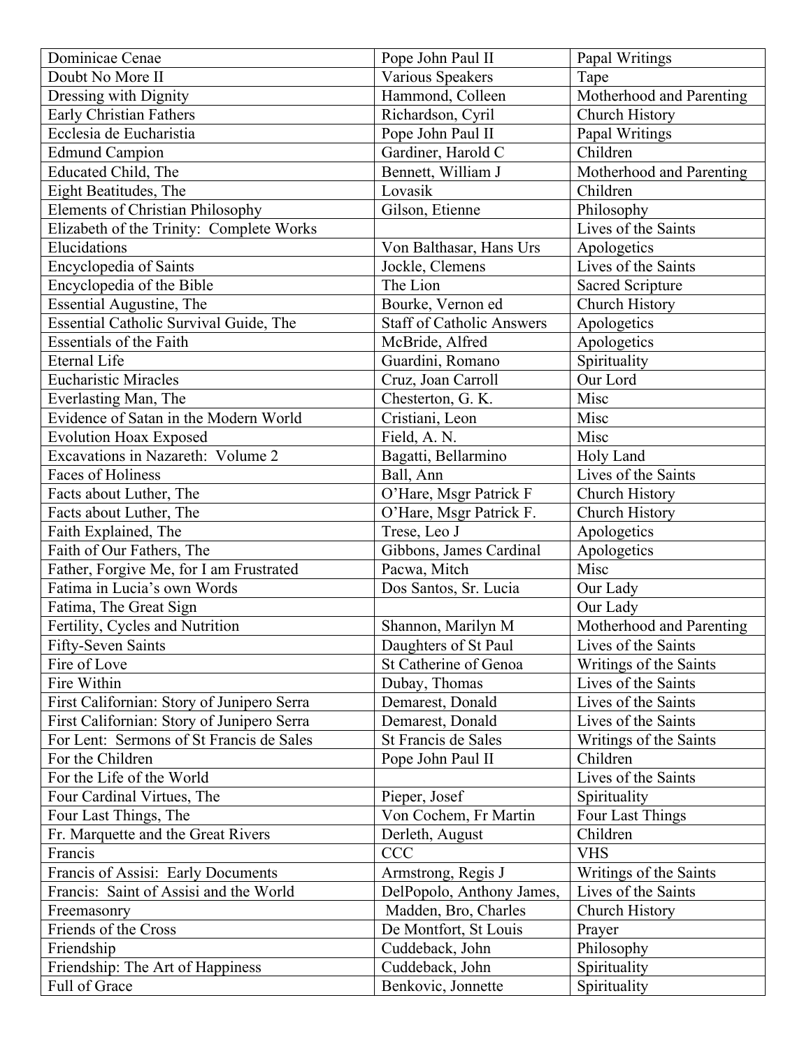| Dominicae Cenae | Pope John Paul II | Papal Writings |
|---|---|---|
| Doubt No More II | Various Speakers | Tape |
| Dressing with Dignity | Hammond, Colleen | Motherhood and Parenting |
| Early Christian Fathers | Richardson, Cyril | Church History |
| Ecclesia de Eucharistia | Pope John Paul II | Papal Writings |
| Edmund Campion | Gardiner, Harold C | Children |
| Educated Child, The | Bennett, William J | Motherhood and Parenting |
| Eight Beatitudes, The | Lovasik | Children |
| Elements of Christian Philosophy | Gilson, Etienne | Philosophy |
| Elizabeth of the Trinity: Complete Works | | Lives of the Saints |
| Elucidations | Von Balthasar, Hans Urs | Apologetics |
| Encyclopedia of Saints | Jockle, Clemens | Lives of the Saints |
| Encyclopedia of the Bible | The Lion | Sacred Scripture |
| Essential Augustine, The | Bourke, Vernon ed | Church History |
| Essential Catholic Survival Guide, The | Staff of Catholic Answers | Apologetics |
| Essentials of the Faith | McBride, Alfred | Apologetics |
| Eternal Life | Guardini, Romano | Spirituality |
| Eucharistic Miracles | Cruz, Joan Carroll | Our Lord |
| Everlasting Man, The | Chesterton, G. K. | Misc |
| Evidence of Satan in the Modern World | Cristiani, Leon | Misc |
| Evolution Hoax Exposed | Field, A. N. | Misc |
| Excavations in Nazareth: Volume 2 | Bagatti, Bellarmino | Holy Land |
| Faces of Holiness | Ball, Ann | Lives of the Saints |
| Facts about Luther, The | O'Hare, Msgr Patrick F | Church History |
| Facts about Luther, The | O'Hare, Msgr Patrick F. | Church History |
| Faith Explained, The | Trese, Leo J | Apologetics |
| Faith of Our Fathers, The | Gibbons, James Cardinal | Apologetics |
| Father, Forgive Me, for I am Frustrated | Pacwa, Mitch | Misc |
| Fatima in Lucia's own Words | Dos Santos, Sr. Lucia | Our Lady |
| Fatima, The Great Sign | | Our Lady |
| Fertility, Cycles and Nutrition | Shannon, Marilyn M | Motherhood and Parenting |
| Fifty-Seven Saints | Daughters of St Paul | Lives of the Saints |
| Fire of Love | St Catherine of Genoa | Writings of the Saints |
| Fire Within | Dubay, Thomas | Lives of the Saints |
| First Californian: Story of Junipero Serra | Demarest, Donald | Lives of the Saints |
| First Californian: Story of Junipero Serra | Demarest, Donald | Lives of the Saints |
| For Lent: Sermons of St Francis de Sales | St Francis de Sales | Writings of the Saints |
| For the Children | Pope John Paul II | Children |
| For the Life of the World | | Lives of the Saints |
| Four Cardinal Virtues, The | Pieper, Josef | Spirituality |
| Four Last Things, The | Von Cochem, Fr Martin | Four Last Things |
| Fr. Marquette and the Great Rivers | Derleth, August | Children |
| Francis | CCC | VHS |
| Francis of Assisi: Early Documents | Armstrong, Regis J | Writings of the Saints |
| Francis: Saint of Assisi and the World | DelPopolo, Anthony James, | Lives of the Saints |
| Freemasonry | Madden, Bro, Charles | Church History |
| Friends of the Cross | De Montfort, St Louis | Prayer |
| Friendship | Cuddeback, John | Philosophy |
| Friendship: The Art of Happiness | Cuddeback, John | Spirituality |
| Full of Grace | Benkovic, Jonnette | Spirituality |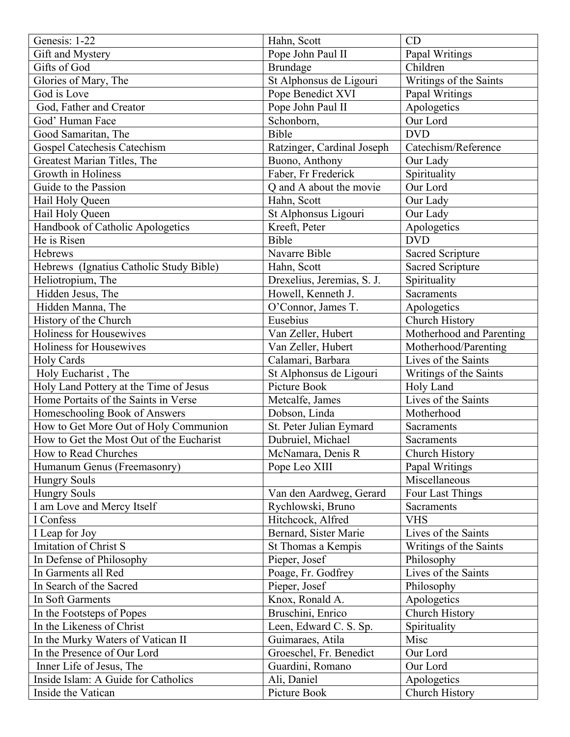| Genesis: 1-22 | Hahn, Scott | CD |
|---|---|---|
| Gift and Mystery | Pope John Paul II | Papal Writings |
| Gifts of God | Brundage | Children |
| Glories of Mary, The | St Alphonsus de Ligouri | Writings of the Saints |
| God is Love | Pope Benedict XVI | Papal Writings |
| God, Father and Creator | Pope John Paul II | Apologetics |
| God' Human Face | Schonborn, | Our Lord |
| Good Samaritan, The | Bible | DVD |
| Gospel Catechesis Catechism | Ratzinger, Cardinal Joseph | Catechism/Reference |
| Greatest Marian Titles, The | Buono, Anthony | Our Lady |
| Growth in Holiness | Faber, Fr Frederick | Spirituality |
| Guide to the Passion | Q and A about the movie | Our Lord |
| Hail Holy Queen | Hahn, Scott | Our Lady |
| Hail Holy Queen | St Alphonsus Ligouri | Our Lady |
| Handbook of Catholic Apologetics | Kreeft, Peter | Apologetics |
| He is Risen | Bible | DVD |
| Hebrews | Navarre Bible | Sacred Scripture |
| Hebrews (Ignatius Catholic Study Bible) | Hahn, Scott | Sacred Scripture |
| Heliotropium, The | Drexelius, Jeremias, S. J. | Spirituality |
| Hidden Jesus, The | Howell, Kenneth J. | Sacraments |
| Hidden Manna, The | O'Connor, James T. | Apologetics |
| History of the Church | Eusebius | Church History |
| Holiness for Housewives | Van Zeller, Hubert | Motherhood and Parenting |
| Holiness for Housewives | Van Zeller, Hubert | Motherhood/Parenting |
| Holy Cards | Calamari, Barbara | Lives of the Saints |
| Holy Eucharist , The | St Alphonsus de Ligouri | Writings of the Saints |
| Holy Land Pottery at the Time of Jesus | Picture Book | Holy Land |
| Home Portaits of the Saints in Verse | Metcalfe, James | Lives of the Saints |
| Homeschooling Book of Answers | Dobson, Linda | Motherhood |
| How to Get More Out of Holy Communion | St. Peter Julian Eymard | Sacraments |
| How to Get the Most Out of the Eucharist | Dubruiel, Michael | Sacraments |
| How to Read Churches | McNamara, Denis R | Church History |
| Humanum Genus (Freemasonry) | Pope Leo XIII | Papal Writings |
| Hungry Souls | | Miscellaneous |
| Hungry Souls | Van den Aardweg, Gerard | Four Last Things |
| I am Love and Mercy Itself | Rychlowski, Bruno | Sacraments |
| I Confess | Hitchcock, Alfred | VHS |
| I Leap for Joy | Bernard, Sister Marie | Lives of the Saints |
| Imitation of Christ S | St Thomas a Kempis | Writings of the Saints |
| In Defense of Philosophy | Pieper, Josef | Philosophy |
| In Garments all Red | Poage, Fr. Godfrey | Lives of the Saints |
| In Search of the Sacred | Pieper, Josef | Philosophy |
| In Soft Garments | Knox, Ronald A. | Apologetics |
| In the Footsteps of Popes | Bruschini, Enrico | Church History |
| In the Likeness of Christ | Leen, Edward C. S. Sp. | Spirituality |
| In the Murky Waters of Vatican II | Guimaraes, Atila | Misc |
| In the Presence of Our Lord | Groeschel, Fr. Benedict | Our Lord |
| Inner Life of Jesus, The | Guardini, Romano | Our Lord |
| Inside Islam: A Guide for Catholics | Ali, Daniel | Apologetics |
| Inside the Vatican | Picture Book | Church History |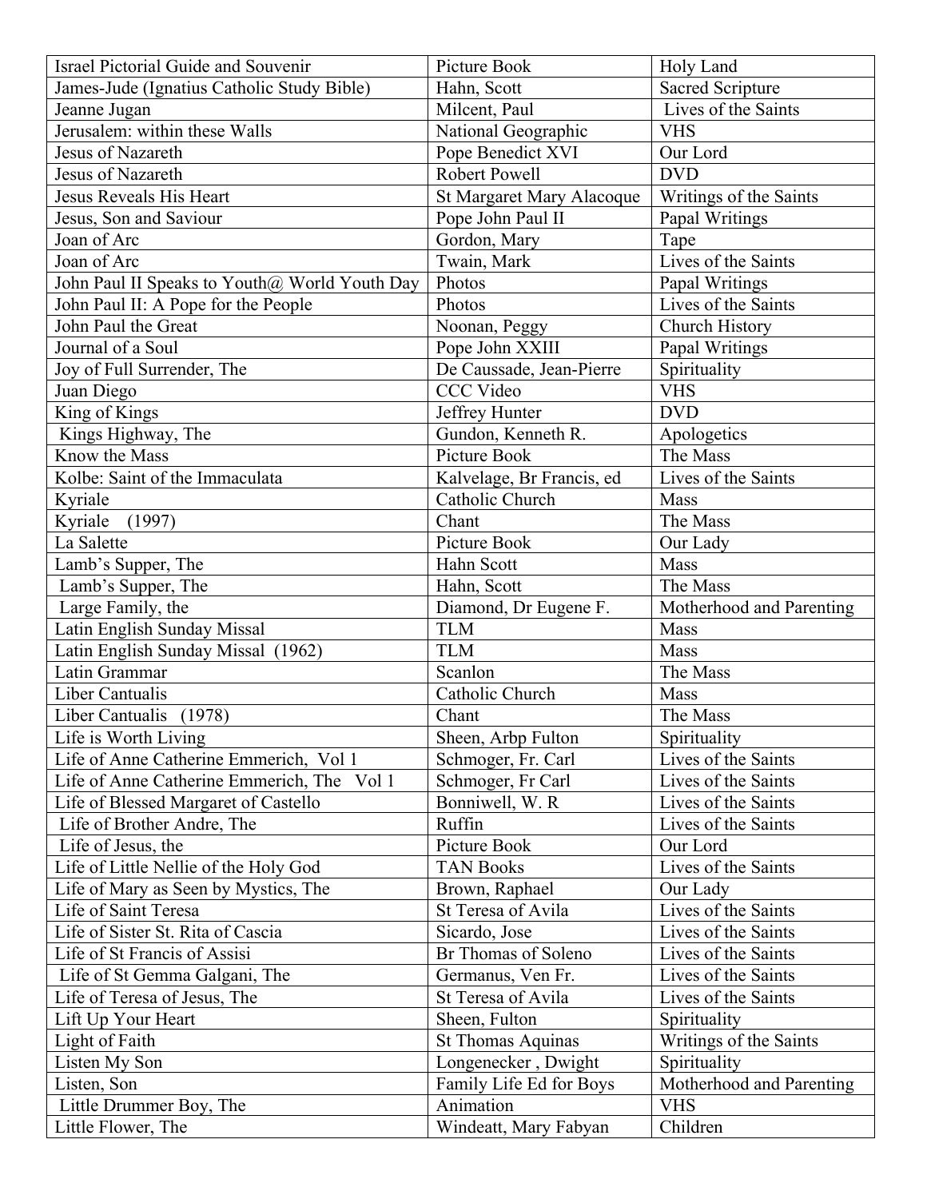| Israel Pictorial Guide and Souvenir | Picture Book | Holy Land |
|---|---|---|
| James-Jude (Ignatius Catholic Study Bible) | Hahn, Scott | Sacred Scripture |
| Jeanne Jugan | Milcent, Paul | Lives of the Saints |
| Jerusalem: within these Walls | National Geographic | VHS |
| Jesus of Nazareth | Pope Benedict XVI | Our Lord |
| Jesus of Nazareth | Robert Powell | DVD |
| Jesus Reveals His Heart | St Margaret Mary Alacoque | Writings of the Saints |
| Jesus, Son and Saviour | Pope John Paul II | Papal Writings |
| Joan of Arc | Gordon, Mary | Tape |
| Joan of Arc | Twain, Mark | Lives of the Saints |
| John Paul II Speaks to Youth@ World Youth Day | Photos | Papal Writings |
| John Paul II: A Pope for the People | Photos | Lives of the Saints |
| John Paul the Great | Noonan, Peggy | Church History |
| Journal of a Soul | Pope John XXIII | Papal Writings |
| Joy of Full Surrender, The | De Caussade, Jean-Pierre | Spirituality |
| Juan Diego | CCC Video | VHS |
| King of Kings | Jeffrey Hunter | DVD |
| Kings Highway, The | Gundon, Kenneth R. | Apologetics |
| Know the Mass | Picture Book | The Mass |
| Kolbe: Saint of the Immaculata | Kalvelage, Br Francis, ed | Lives of the Saints |
| Kyriale | Catholic Church | Mass |
| Kyriale (1997) | Chant | The Mass |
| La Salette | Picture Book | Our Lady |
| Lamb's Supper, The | Hahn Scott | Mass |
| Lamb's Supper, The | Hahn, Scott | The Mass |
| Large Family, the | Diamond, Dr Eugene F. | Motherhood and Parenting |
| Latin English Sunday Missal | TLM | Mass |
| Latin English Sunday Missal (1962) | TLM | Mass |
| Latin Grammar | Scanlon | The Mass |
| Liber Cantualis | Catholic Church | Mass |
| Liber Cantualis (1978) | Chant | The Mass |
| Life is Worth Living | Sheen, Arbp Fulton | Spirituality |
| Life of Anne Catherine Emmerich, Vol 1 | Schmoger, Fr. Carl | Lives of the Saints |
| Life of Anne Catherine Emmerich, The Vol 1 | Schmoger, Fr Carl | Lives of the Saints |
| Life of Blessed Margaret of Castello | Bonniwell, W. R | Lives of the Saints |
| Life of Brother Andre, The | Ruffin | Lives of the Saints |
| Life of Jesus, the | Picture Book | Our Lord |
| Life of Little Nellie of the Holy God | TAN Books | Lives of the Saints |
| Life of Mary as Seen by Mystics, The | Brown, Raphael | Our Lady |
| Life of Saint Teresa | St Teresa of Avila | Lives of the Saints |
| Life of Sister St. Rita of Cascia | Sicardo, Jose | Lives of the Saints |
| Life of St Francis of Assisi | Br Thomas of Soleno | Lives of the Saints |
| Life of St Gemma Galgani, The | Germanus, Ven Fr. | Lives of the Saints |
| Life of Teresa of Jesus, The | St Teresa of Avila | Lives of the Saints |
| Lift Up Your Heart | Sheen, Fulton | Spirituality |
| Light of Faith | St Thomas Aquinas | Writings of the Saints |
| Listen My Son | Longenecker , Dwight | Spirituality |
| Listen, Son | Family Life Ed for Boys | Motherhood and Parenting |
| Little Drummer Boy, The | Animation | VHS |
| Little Flower, The | Windeatt, Mary Fabyan | Children |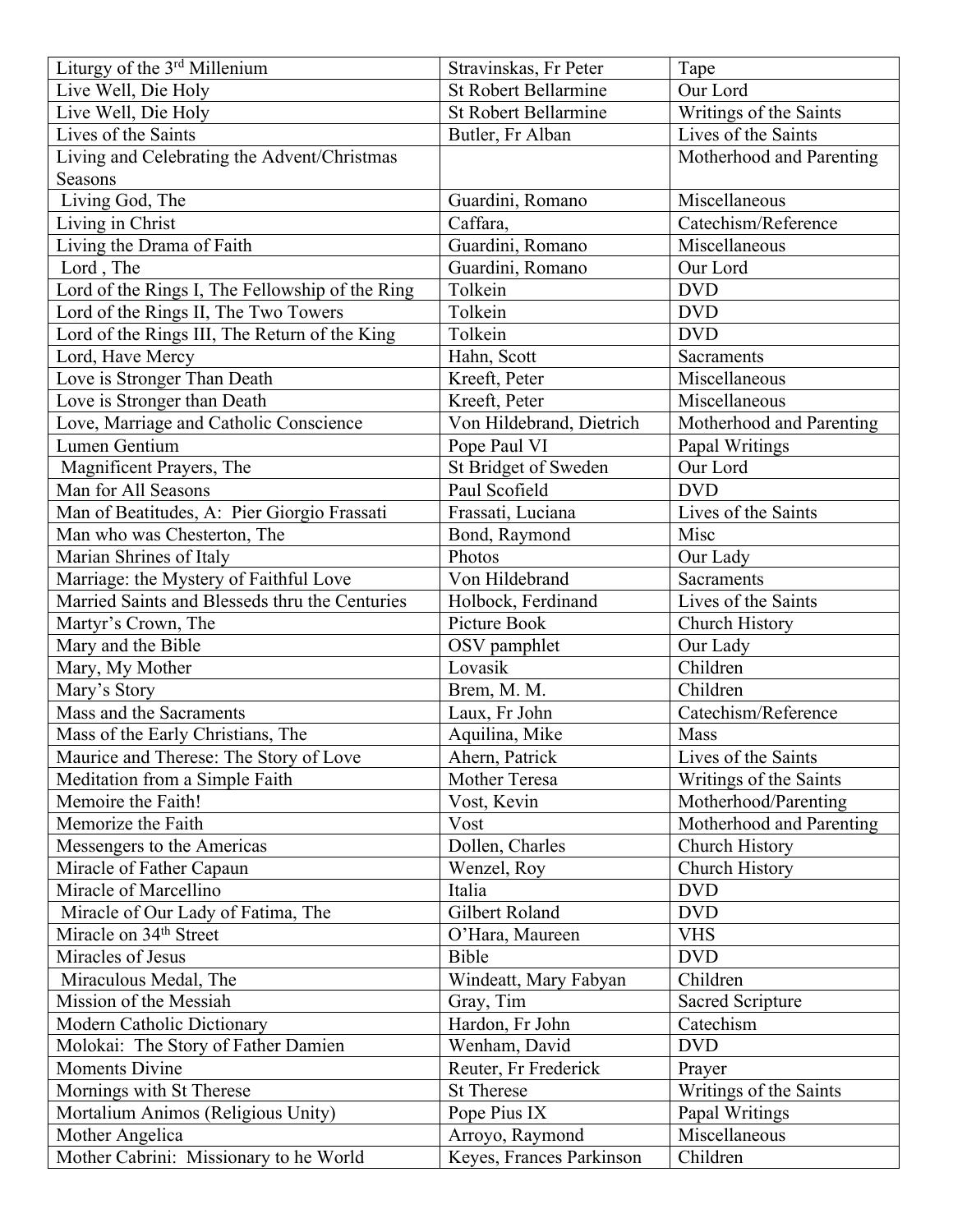| Liturgy of the 3rd Millenium | Stravinskas, Fr Peter | Tape |
|---|---|---|
| Live Well, Die Holy | St Robert Bellarmine | Our Lord |
| Live Well, Die Holy | St Robert Bellarmine | Writings of the Saints |
| Lives of the Saints | Butler, Fr Alban | Lives of the Saints |
| Living and Celebrating the Advent/Christmas Seasons | | Motherhood and Parenting |
| Living God, The | Guardini, Romano | Miscellaneous |
| Living in Christ | Caffara, | Catechism/Reference |
| Living the Drama of Faith | Guardini, Romano | Miscellaneous |
| Lord , The | Guardini, Romano | Our Lord |
| Lord of the Rings I, The Fellowship of the Ring | Tolkein | DVD |
| Lord of the Rings II, The Two Towers | Tolkein | DVD |
| Lord of the Rings III, The Return of the King | Tolkein | DVD |
| Lord, Have Mercy | Hahn, Scott | Sacraments |
| Love is Stronger Than Death | Kreeft, Peter | Miscellaneous |
| Love is Stronger than Death | Kreeft, Peter | Miscellaneous |
| Love, Marriage and Catholic Conscience | Von Hildebrand, Dietrich | Motherhood and Parenting |
| Lumen Gentium | Pope Paul VI | Papal Writings |
| Magnificent Prayers, The | St Bridget of Sweden | Our Lord |
| Man for All Seasons | Paul Scofield | DVD |
| Man of Beatitudes, A: Pier Giorgio Frassati | Frassati, Luciana | Lives of the Saints |
| Man who was Chesterton, The | Bond, Raymond | Misc |
| Marian Shrines of Italy | Photos | Our Lady |
| Marriage: the Mystery of Faithful Love | Von Hildebrand | Sacraments |
| Married Saints and Blesseds thru the Centuries | Holbock, Ferdinand | Lives of the Saints |
| Martyr's Crown, The | Picture Book | Church History |
| Mary and the Bible | OSV pamphlet | Our Lady |
| Mary, My Mother | Lovasik | Children |
| Mary's Story | Brem, M. M. | Children |
| Mass and the Sacraments | Laux, Fr John | Catechism/Reference |
| Mass of the Early Christians, The | Aquilina, Mike | Mass |
| Maurice and Therese: The Story of Love | Ahern, Patrick | Lives of the Saints |
| Meditation from a Simple Faith | Mother Teresa | Writings of the Saints |
| Memoire the Faith! | Vost, Kevin | Motherhood/Parenting |
| Memorize the Faith | Vost | Motherhood and Parenting |
| Messengers to the Americas | Dollen, Charles | Church History |
| Miracle of Father Capaun | Wenzel, Roy | Church History |
| Miracle of Marcellino | Italia | DVD |
| Miracle of Our Lady of Fatima, The | Gilbert Roland | DVD |
| Miracle on 34th Street | O'Hara, Maureen | VHS |
| Miracles of Jesus | Bible | DVD |
| Miraculous Medal, The | Windeatt, Mary Fabyan | Children |
| Mission of the Messiah | Gray, Tim | Sacred Scripture |
| Modern Catholic Dictionary | Hardon, Fr John | Catechism |
| Molokai: The Story of Father Damien | Wenham, David | DVD |
| Moments Divine | Reuter, Fr Frederick | Prayer |
| Mornings with St Therese | St Therese | Writings of the Saints |
| Mortalium Animos (Religious Unity) | Pope Pius IX | Papal Writings |
| Mother Angelica | Arroyo, Raymond | Miscellaneous |
| Mother Cabrini: Missionary to he World | Keyes, Frances Parkinson | Children |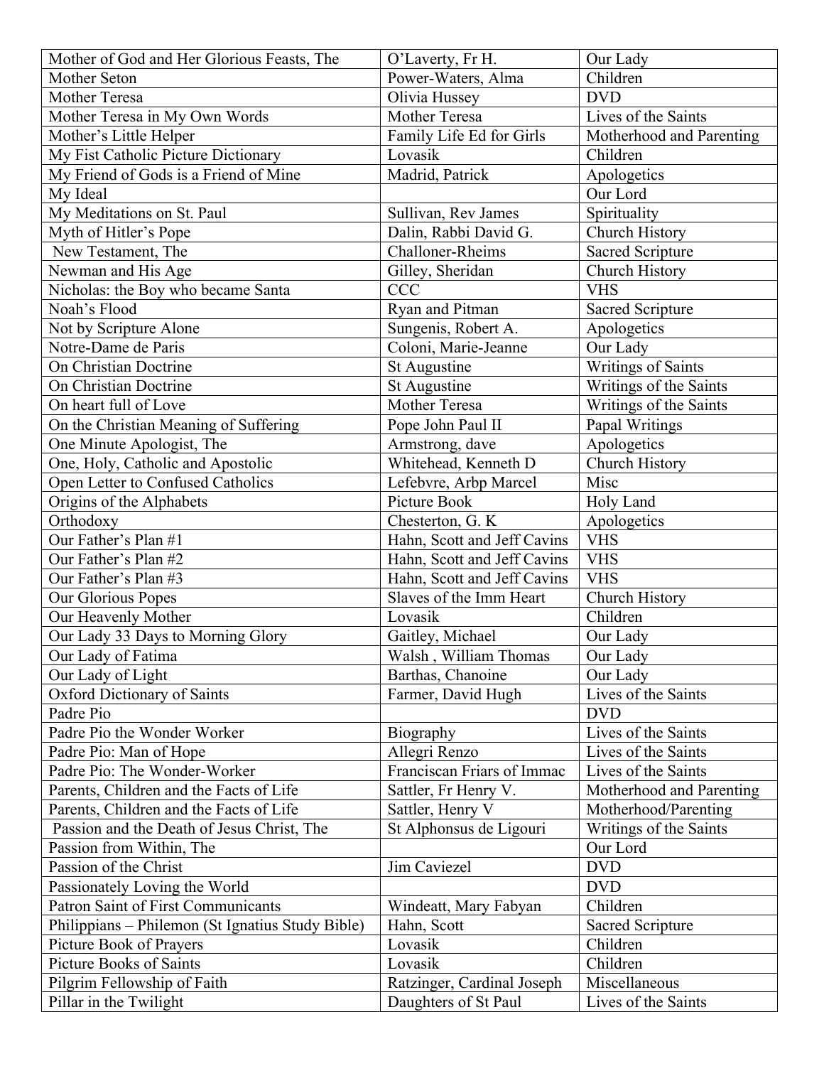| Mother of God and Her Glorious Feasts, The | O'Laverty, Fr H. | Our Lady |
|---|---|---|
| Mother Seton | Power-Waters, Alma | Children |
| Mother Teresa | Olivia Hussey | DVD |
| Mother Teresa in My Own Words | Mother Teresa | Lives of the Saints |
| Mother's Little Helper | Family Life Ed for Girls | Motherhood and Parenting |
| My Fist Catholic Picture Dictionary | Lovasik | Children |
| My Friend of Gods is a Friend of Mine | Madrid, Patrick | Apologetics |
| My Ideal | | Our Lord |
| My Meditations on St. Paul | Sullivan, Rev James | Spirituality |
| Myth of Hitler's Pope | Dalin, Rabbi David G. | Church History |
| New Testament, The | Challoner-Rheims | Sacred Scripture |
| Newman and His Age | Gilley, Sheridan | Church History |
| Nicholas: the Boy who became Santa | CCC | VHS |
| Noah's Flood | Ryan and Pitman | Sacred Scripture |
| Not by Scripture Alone | Sungenis, Robert A. | Apologetics |
| Notre-Dame de Paris | Coloni, Marie-Jeanne | Our Lady |
| On Christian Doctrine | St Augustine | Writings of Saints |
| On Christian Doctrine | St Augustine | Writings of the Saints |
| On heart full of Love | Mother Teresa | Writings of the Saints |
| On the Christian Meaning of Suffering | Pope John Paul II | Papal Writings |
| One Minute Apologist, The | Armstrong, dave | Apologetics |
| One, Holy, Catholic and Apostolic | Whitehead, Kenneth D | Church History |
| Open Letter to Confused Catholics | Lefebvre, Arbp Marcel | Misc |
| Origins of the Alphabets | Picture Book | Holy Land |
| Orthodoxy | Chesterton, G. K | Apologetics |
| Our Father's Plan #1 | Hahn, Scott and Jeff Cavins | VHS |
| Our Father's Plan #2 | Hahn, Scott and Jeff Cavins | VHS |
| Our Father's Plan #3 | Hahn, Scott and Jeff Cavins | VHS |
| Our Glorious Popes | Slaves of the Imm Heart | Church History |
| Our Heavenly Mother | Lovasik | Children |
| Our Lady 33 Days to Morning Glory | Gaitley, Michael | Our Lady |
| Our Lady of Fatima | Walsh , William Thomas | Our Lady |
| Our Lady of Light | Barthas, Chanoine | Our Lady |
| Oxford Dictionary of Saints | Farmer, David Hugh | Lives of the Saints |
| Padre Pio | | DVD |
| Padre Pio the Wonder Worker | Biography | Lives of the Saints |
| Padre Pio: Man of Hope | Allegri Renzo | Lives of the Saints |
| Padre Pio: The Wonder-Worker | Franciscan Friars of Immac | Lives of the Saints |
| Parents, Children and the Facts of Life | Sattler, Fr Henry V. | Motherhood and Parenting |
| Parents, Children and the Facts of Life | Sattler, Henry V | Motherhood/Parenting |
| Passion and the Death of Jesus Christ, The | St Alphonsus de Ligouri | Writings of the Saints |
| Passion from Within, The | | Our Lord |
| Passion of the Christ | Jim Caviezel | DVD |
| Passionately Loving the World | | DVD |
| Patron Saint of First Communicants | Windeatt, Mary Fabyan | Children |
| Philippians – Philemon (St Ignatius Study Bible) | Hahn, Scott | Sacred Scripture |
| Picture Book of Prayers | Lovasik | Children |
| Picture Books of Saints | Lovasik | Children |
| Pilgrim Fellowship of Faith | Ratzinger, Cardinal Joseph | Miscellaneous |
| Pillar in the Twilight | Daughters of St Paul | Lives of the Saints |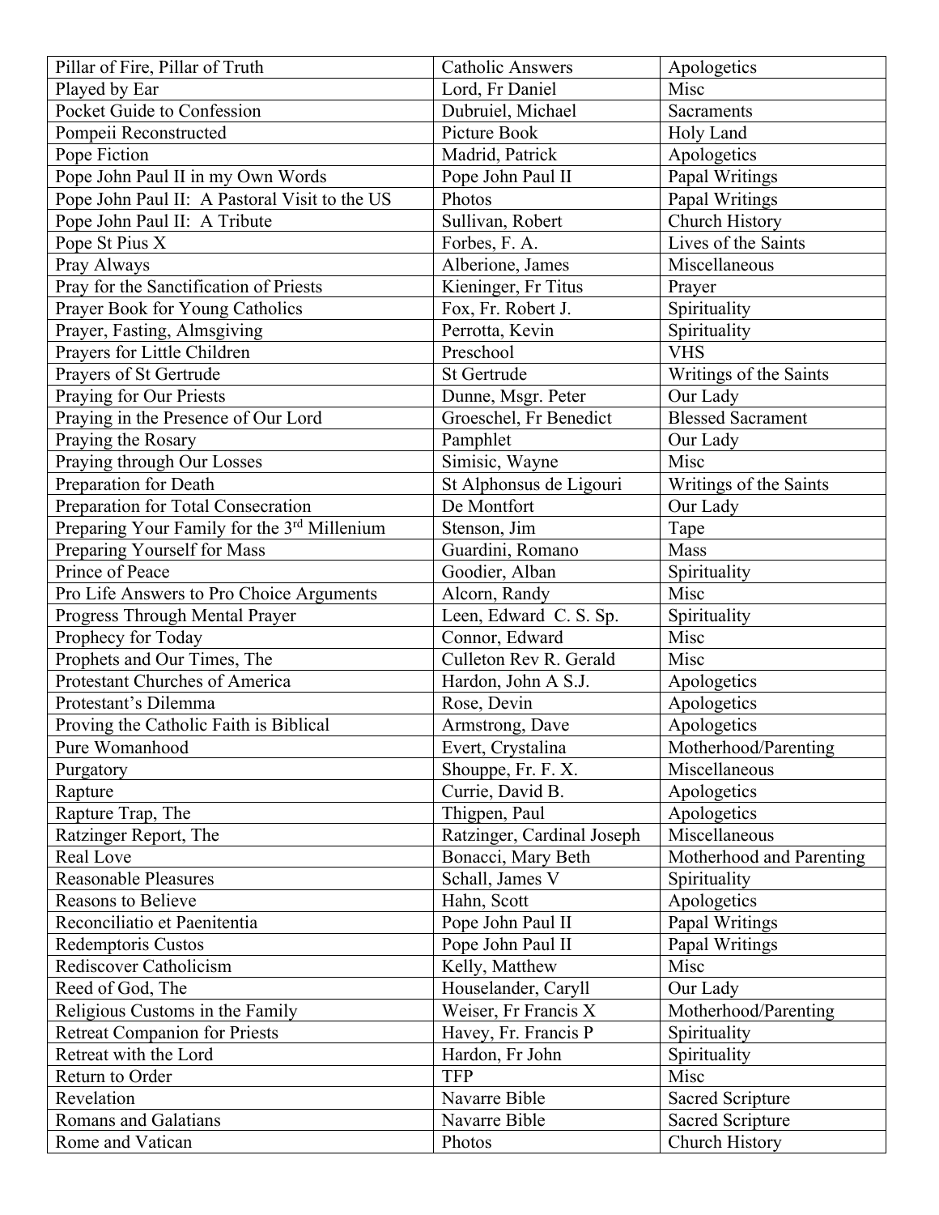| Pillar of Fire, Pillar of Truth | Catholic Answers | Apologetics |
|---|---|---|
| Played by Ear | Lord, Fr Daniel | Misc |
| Pocket Guide to Confession | Dubruiel, Michael | Sacraments |
| Pompeii Reconstructed | Picture Book | Holy Land |
| Pope Fiction | Madrid, Patrick | Apologetics |
| Pope John Paul II in my Own Words | Pope John Paul II | Papal Writings |
| Pope John Paul II: A Pastoral Visit to the US | Photos | Papal Writings |
| Pope John Paul II: A Tribute | Sullivan, Robert | Church History |
| Pope St Pius X | Forbes, F. A. | Lives of the Saints |
| Pray Always | Alberione, James | Miscellaneous |
| Pray for the Sanctification of Priests | Kieninger, Fr Titus | Prayer |
| Prayer Book for Young Catholics | Fox, Fr. Robert J. | Spirituality |
| Prayer, Fasting, Almsgiving | Perrotta, Kevin | Spirituality |
| Prayers for Little Children | Preschool | VHS |
| Prayers of St Gertrude | St Gertrude | Writings of the Saints |
| Praying for Our Priests | Dunne, Msgr. Peter | Our Lady |
| Praying in the Presence of Our Lord | Groeschel, Fr Benedict | Blessed Sacrament |
| Praying the Rosary | Pamphlet | Our Lady |
| Praying through Our Losses | Simisic, Wayne | Misc |
| Preparation for Death | St Alphonsus de Ligouri | Writings of the Saints |
| Preparation for Total Consecration | De Montfort | Our Lady |
| Preparing Your Family for the 3rd Millenium | Stenson, Jim | Tape |
| Preparing Yourself for Mass | Guardini, Romano | Mass |
| Prince of Peace | Goodier, Alban | Spirituality |
| Pro Life Answers to Pro Choice Arguments | Alcorn, Randy | Misc |
| Progress Through Mental Prayer | Leen, Edward C. S. Sp. | Spirituality |
| Prophecy for Today | Connor, Edward | Misc |
| Prophets and Our Times, The | Culleton Rev R. Gerald | Misc |
| Protestant Churches of America | Hardon, John A S.J. | Apologetics |
| Protestant's Dilemma | Rose, Devin | Apologetics |
| Proving the Catholic Faith is Biblical | Armstrong, Dave | Apologetics |
| Pure Womanhood | Evert, Crystalina | Motherhood/Parenting |
| Purgatory | Shouppe, Fr. F. X. | Miscellaneous |
| Rapture | Currie, David B. | Apologetics |
| Rapture Trap, The | Thigpen, Paul | Apologetics |
| Ratzinger Report, The | Ratzinger, Cardinal Joseph | Miscellaneous |
| Real Love | Bonacci, Mary Beth | Motherhood and Parenting |
| Reasonable Pleasures | Schall, James V | Spirituality |
| Reasons to Believe | Hahn, Scott | Apologetics |
| Reconciliatio et Paenitentia | Pope John Paul II | Papal Writings |
| Redemptoris Custos | Pope John Paul II | Papal Writings |
| Rediscover Catholicism | Kelly, Matthew | Misc |
| Reed of God, The | Houselander, Caryll | Our Lady |
| Religious Customs in the Family | Weiser, Fr Francis X | Motherhood/Parenting |
| Retreat Companion for Priests | Havey, Fr. Francis P | Spirituality |
| Retreat with the Lord | Hardon, Fr John | Spirituality |
| Return to Order | TFP | Misc |
| Revelation | Navarre Bible | Sacred Scripture |
| Romans and Galatians | Navarre Bible | Sacred Scripture |
| Rome and Vatican | Photos | Church History |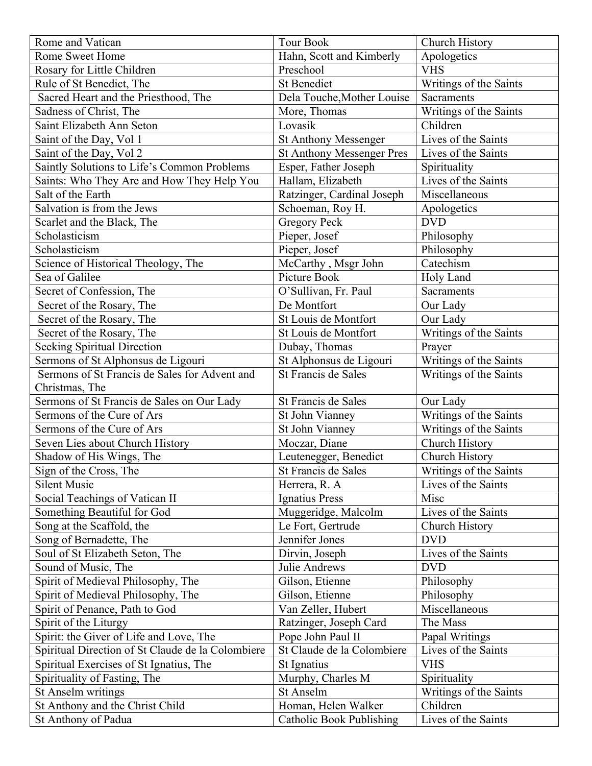| Rome and Vatican | Tour Book | Church History |
|---|---|---|
| Rome Sweet Home | Hahn, Scott and Kimberly | Apologetics |
| Rosary for Little Children | Preschool | VHS |
| Rule of St Benedict, The | St Benedict | Writings of the Saints |
| Sacred Heart and the Priesthood, The | Dela Touche,Mother Louise | Sacraments |
| Sadness of Christ, The | More, Thomas | Writings of the Saints |
| Saint Elizabeth Ann Seton | Lovasik | Children |
| Saint of the Day, Vol 1 | St Anthony Messenger | Lives of the Saints |
| Saint of the Day, Vol 2 | St Anthony Messenger Pres | Lives of the Saints |
| Saintly Solutions to Life's Common Problems | Esper, Father Joseph | Spirituality |
| Saints: Who They Are and How They Help You | Hallam, Elizabeth | Lives of the Saints |
| Salt of the Earth | Ratzinger, Cardinal Joseph | Miscellaneous |
| Salvation is from the Jews | Schoeman, Roy H. | Apologetics |
| Scarlet and the Black, The | Gregory Peck | DVD |
| Scholasticism | Pieper, Josef | Philosophy |
| Scholasticism | Pieper, Josef | Philosophy |
| Science of Historical Theology, The | McCarthy , Msgr John | Catechism |
| Sea of Galilee | Picture Book | Holy Land |
| Secret of Confession, The | O'Sullivan, Fr. Paul | Sacraments |
| Secret of the Rosary, The | De Montfort | Our Lady |
| Secret of the Rosary, The | St Louis de Montfort | Our Lady |
| Secret of the Rosary, The | St Louis de Montfort | Writings of the Saints |
| Seeking Spiritual Direction | Dubay, Thomas | Prayer |
| Sermons of St Alphonsus de Ligouri | St Alphonsus de Ligouri | Writings of the Saints |
| Sermons of St Francis de Sales for Advent and Christmas, The | St Francis de Sales | Writings of the Saints |
| Sermons of St Francis de Sales on Our Lady | St Francis de Sales | Our Lady |
| Sermons of the Cure of Ars | St John Vianney | Writings of the Saints |
| Sermons of the Cure of Ars | St John Vianney | Writings of the Saints |
| Seven Lies about Church History | Moczar, Diane | Church History |
| Shadow of His Wings, The | Leutenegger, Benedict | Church History |
| Sign of the Cross, The | St Francis de Sales | Writings of the Saints |
| Silent Music | Herrera, R. A | Lives of the Saints |
| Social Teachings of Vatican II | Ignatius Press | Misc |
| Something Beautiful for God | Muggeridge, Malcolm | Lives of the Saints |
| Song at the Scaffold, the | Le Fort, Gertrude | Church History |
| Song of Bernadette, The | Jennifer Jones | DVD |
| Soul of St Elizabeth Seton, The | Dirvin, Joseph | Lives of the Saints |
| Sound of Music, The | Julie Andrews | DVD |
| Spirit of Medieval Philosophy, The | Gilson, Etienne | Philosophy |
| Spirit of Medieval Philosophy, The | Gilson, Etienne | Philosophy |
| Spirit of Penance, Path to God | Van Zeller, Hubert | Miscellaneous |
| Spirit of the Liturgy | Ratzinger, Joseph Card | The Mass |
| Spirit: the Giver of Life and Love, The | Pope John Paul II | Papal Writings |
| Spiritual Direction of St Claude de la Colombiere | St Claude de la Colombiere | Lives of the Saints |
| Spiritual Exercises of St Ignatius, The | St Ignatius | VHS |
| Spirituality of Fasting, The | Murphy, Charles M | Spirituality |
| St Anselm writings | St Anselm | Writings of the Saints |
| St Anthony and the Christ Child | Homan, Helen Walker | Children |
| St Anthony of Padua | Catholic Book Publishing | Lives of the Saints |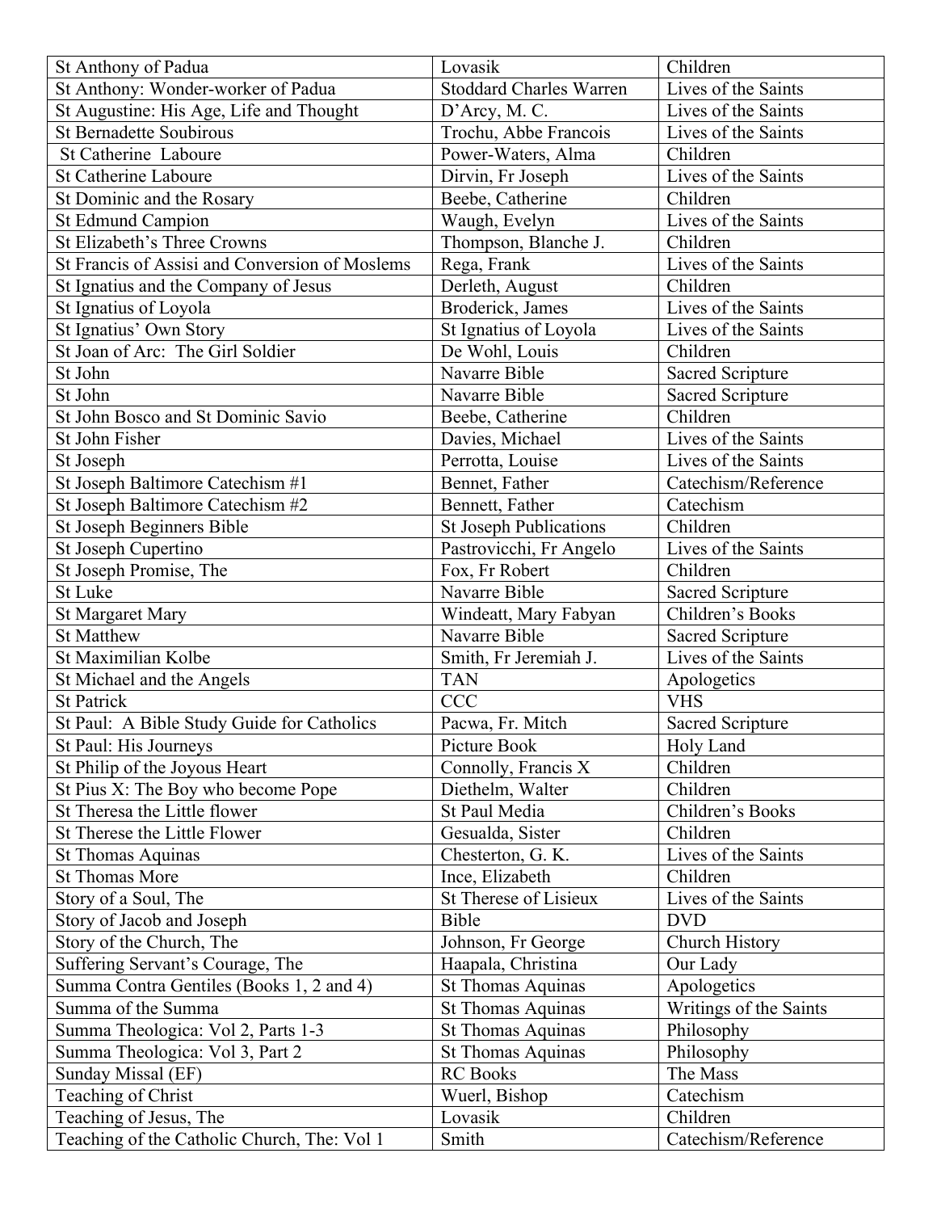| St Anthony of Padua | Lovasik | Children |
|---|---|---|
| St Anthony: Wonder-worker of Padua | Stoddard Charles Warren | Lives of the Saints |
| St Augustine: His Age, Life and Thought | D'Arcy, M. C. | Lives of the Saints |
| St Bernadette Soubirous | Trochu, Abbe Francois | Lives of the Saints |
| St Catherine Laboure | Power-Waters, Alma | Children |
| St Catherine Laboure | Dirvin, Fr Joseph | Lives of the Saints |
| St Dominic and the Rosary | Beebe, Catherine | Children |
| St Edmund Campion | Waugh, Evelyn | Lives of the Saints |
| St Elizabeth's Three Crowns | Thompson, Blanche J. | Children |
| St Francis of Assisi and Conversion of Moslems | Rega, Frank | Lives of the Saints |
| St Ignatius and the Company of Jesus | Derleth, August | Children |
| St Ignatius of Loyola | Broderick, James | Lives of the Saints |
| St Ignatius' Own Story | St Ignatius of Loyola | Lives of the Saints |
| St Joan of Arc: The Girl Soldier | De Wohl, Louis | Children |
| St John | Navarre Bible | Sacred Scripture |
| St John | Navarre Bible | Sacred Scripture |
| St John Bosco and St Dominic Savio | Beebe, Catherine | Children |
| St John Fisher | Davies, Michael | Lives of the Saints |
| St Joseph | Perrotta, Louise | Lives of the Saints |
| St Joseph Baltimore Catechism #1 | Bennet, Father | Catechism/Reference |
| St Joseph Baltimore Catechism #2 | Bennett, Father | Catechism |
| St Joseph Beginners Bible | St Joseph Publications | Children |
| St Joseph Cupertino | Pastrovicchi, Fr Angelo | Lives of the Saints |
| St Joseph Promise, The | Fox, Fr Robert | Children |
| St Luke | Navarre Bible | Sacred Scripture |
| St Margaret Mary | Windeatt, Mary Fabyan | Children's Books |
| St Matthew | Navarre Bible | Sacred Scripture |
| St Maximilian Kolbe | Smith, Fr Jeremiah J. | Lives of the Saints |
| St Michael and the Angels | TAN | Apologetics |
| St Patrick | CCC | VHS |
| St Paul: A Bible Study Guide for Catholics | Pacwa, Fr. Mitch | Sacred Scripture |
| St Paul: His Journeys | Picture Book | Holy Land |
| St Philip of the Joyous Heart | Connolly, Francis X | Children |
| St Pius X: The Boy who become Pope | Diethelm, Walter | Children |
| St Theresa the Little flower | St Paul Media | Children's Books |
| St Therese the Little Flower | Gesualda, Sister | Children |
| St Thomas Aquinas | Chesterton, G. K. | Lives of the Saints |
| St Thomas More | Ince, Elizabeth | Children |
| Story of a Soul, The | St Therese of Lisieux | Lives of the Saints |
| Story of Jacob and Joseph | Bible | DVD |
| Story of the Church, The | Johnson, Fr George | Church History |
| Suffering Servant's Courage, The | Haapala, Christina | Our Lady |
| Summa Contra Gentiles (Books 1, 2 and 4) | St Thomas Aquinas | Apologetics |
| Summa of the Summa | St Thomas Aquinas | Writings of the Saints |
| Summa Theologica: Vol 2, Parts 1-3 | St Thomas Aquinas | Philosophy |
| Summa Theologica: Vol 3, Part 2 | St Thomas Aquinas | Philosophy |
| Sunday Missal (EF) | RC Books | The Mass |
| Teaching of Christ | Wuerl, Bishop | Catechism |
| Teaching of Jesus, The | Lovasik | Children |
| Teaching of the Catholic Church, The: Vol 1 | Smith | Catechism/Reference |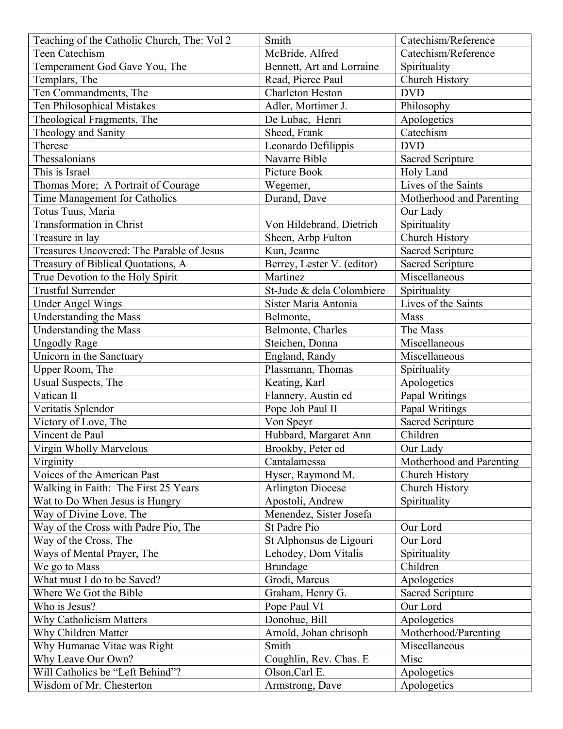| Teaching of the Catholic Church, The: Vol 2 | Smith | Catechism/Reference |
|---|---|---|
| Teen Catechism | McBride, Alfred | Catechism/Reference |
| Temperament God Gave You, The | Bennett, Art and Lorraine | Spirituality |
| Templars, The | Read, Pierce Paul | Church History |
| Ten Commandments, The | Charleton Heston | DVD |
| Ten Philosophical Mistakes | Adler, Mortimer J. | Philosophy |
| Theological Fragments, The | De Lubac, Henri | Apologetics |
| Theology and Sanity | Sheed, Frank | Catechism |
| Therese | Leonardo Defilippis | DVD |
| Thessalonians | Navarre Bible | Sacred Scripture |
| This is Israel | Picture Book | Holy Land |
| Thomas More; A Portrait of Courage | Wegemer, | Lives of the Saints |
| Time Management for Catholics | Durand, Dave | Motherhood and Parenting |
| Totus Tuus, Maria | | Our Lady |
| Transformation in Christ | Von Hildebrand, Dietrich | Spirituality |
| Treasure in lay | Sheen, Arbp Fulton | Church History |
| Treasures Uncovered: The Parable of Jesus | Kun, Jeanne | Sacred Scripture |
| Treasury of Biblical Quotations, A | Berrey, Lester V. (editor) | Sacred Scripture |
| True Devotion to the Holy Spirit | Martinez | Miscellaneous |
| Trustful Surrender | St-Jude & dela Colombiere | Spirituality |
| Under Angel Wings | Sister Maria Antonia | Lives of the Saints |
| Understanding the Mass | Belmonte, | Mass |
| Understanding the Mass | Belmonte, Charles | The Mass |
| Ungodly Rage | Steichen, Donna | Miscellaneous |
| Unicorn in the Sanctuary | England, Randy | Miscellaneous |
| Upper Room, The | Plassmann, Thomas | Spirituality |
| Usual Suspects, The | Keating, Karl | Apologetics |
| Vatican II | Flannery, Austin ed | Papal Writings |
| Veritatis Splendor | Pope Joh Paul II | Papal Writings |
| Victory of Love, The | Von Speyr | Sacred Scripture |
| Vincent de Paul | Hubbard, Margaret Ann | Children |
| Virgin Wholly Marvelous | Brookby, Peter ed | Our Lady |
| Virginity | Cantalamessa | Motherhood and Parenting |
| Voices of the American Past | Hyser, Raymond M. | Church History |
| Walking in Faith: The First 25 Years | Arlington Diocese | Church History |
| Wat to Do When Jesus is Hungry | Apostoli, Andrew | Spirituality |
| Way of Divine Love, The | Menendez, Sister Josefa | |
| Way of the Cross with Padre Pio, The | St Padre Pio | Our Lord |
| Way of the Cross, The | St Alphonsus de Ligouri | Our Lord |
| Ways of Mental Prayer, The | Lehodey, Dom Vitalis | Spirituality |
| We go to Mass | Brundage | Children |
| What must I do to be Saved? | Grodi, Marcus | Apologetics |
| Where We Got the Bible | Graham, Henry G. | Sacred Scripture |
| Who is Jesus? | Pope Paul VI | Our Lord |
| Why Catholicism Matters | Donohue, Bill | Apologetics |
| Why Children Matter | Arnold, Johan chrisoph | Motherhood/Parenting |
| Why Humanae Vitae was Right | Smith | Miscellaneous |
| Why Leave Our Own? | Coughlin, Rev. Chas. E | Misc |
| Will Catholics be "Left Behind"? | Olson,Carl E. | Apologetics |
| Wisdom of Mr. Chesterton | Armstrong, Dave | Apologetics |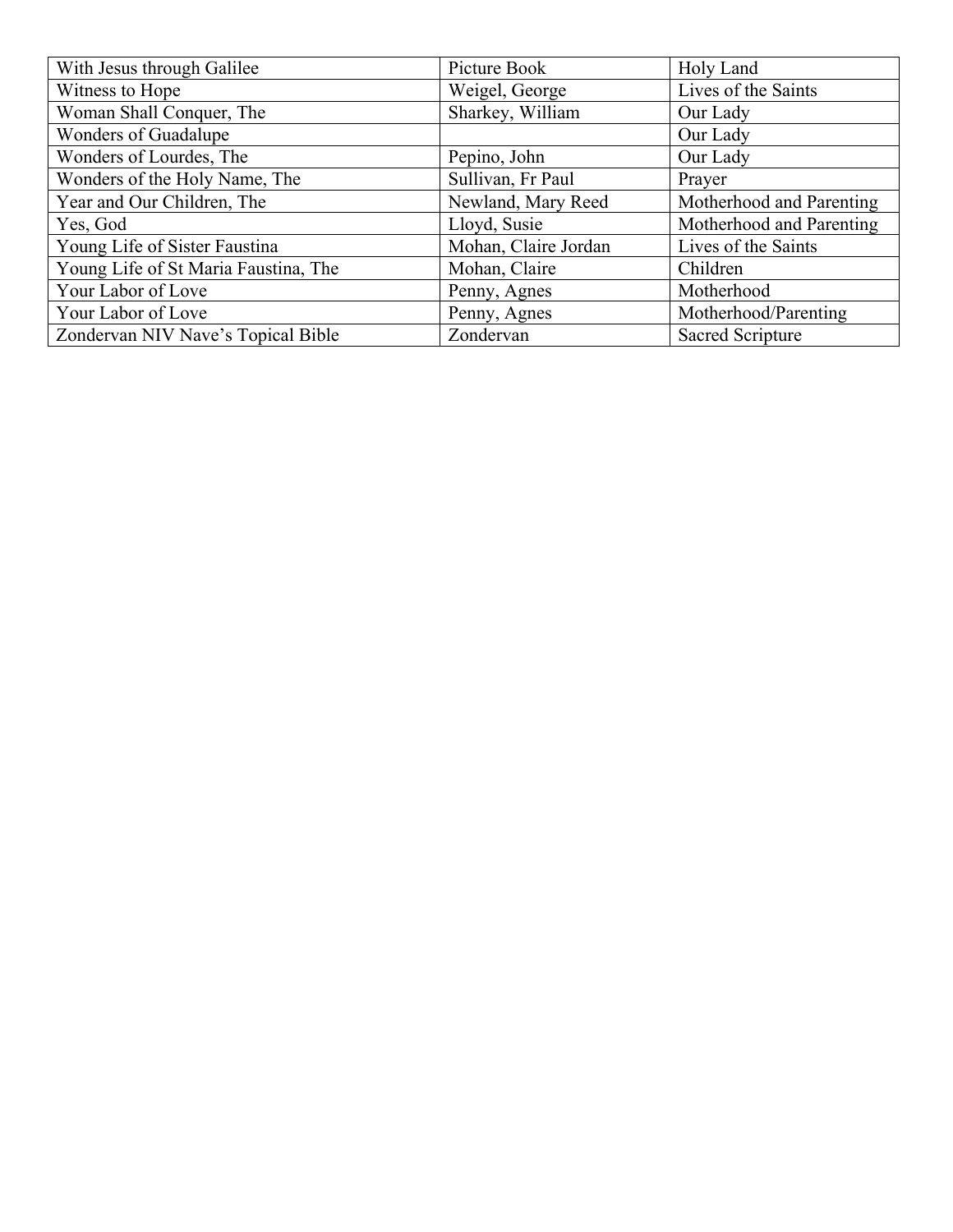| | | |
|---|---|---|
| With Jesus through Galilee | Picture Book | Holy Land |
| Witness to Hope | Weigel, George | Lives of the Saints |
| Woman Shall Conquer, The | Sharkey, William | Our Lady |
| Wonders of Guadalupe | | Our Lady |
| Wonders of Lourdes, The | Pepino, John | Our Lady |
| Wonders of the Holy Name, The | Sullivan, Fr Paul | Prayer |
| Year and Our Children, The | Newland, Mary Reed | Motherhood and Parenting |
| Yes, God | Lloyd, Susie | Motherhood and Parenting |
| Young Life of Sister Faustina | Mohan, Claire Jordan | Lives of the Saints |
| Young Life of St Maria Faustina, The | Mohan, Claire | Children |
| Your Labor of Love | Penny, Agnes | Motherhood |
| Your Labor of Love | Penny, Agnes | Motherhood/Parenting |
| Zondervan NIV Nave's Topical Bible | Zondervan | Sacred Scripture |